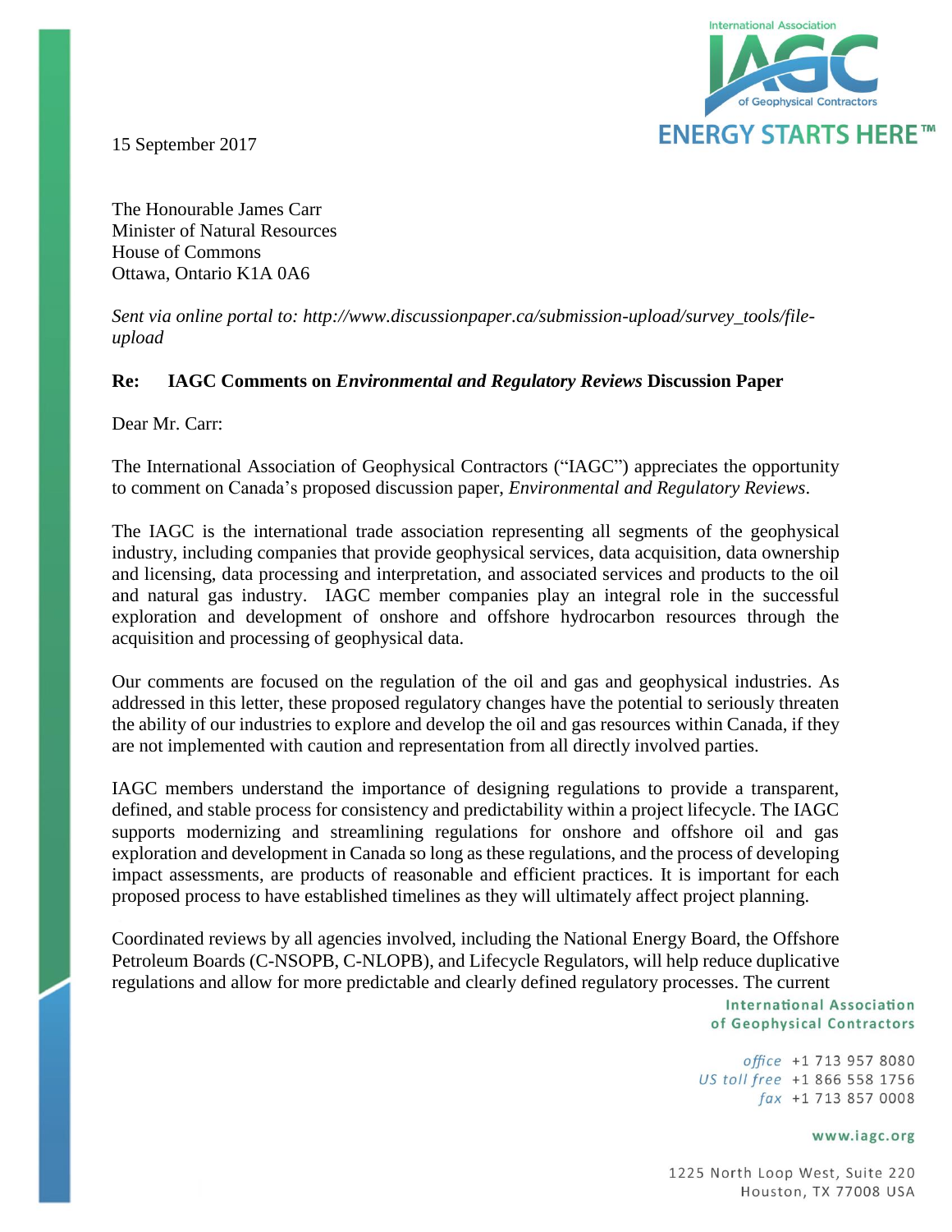15 September 2017

The Honourable James Carr
Minister of Natural Resources
House of Commons
Ottawa, Ontario K1A 0A6

*Sent via online portal to: http://www.discussionpaper.ca/submission-upload/survey_tools/file-upload*

**Re: IAGC Comments on *Environmental and Regulatory Reviews* Discussion Paper**

Dear Mr. Carr:

The International Association of Geophysical Contractors ("IAGC") appreciates the opportunity to comment on Canada's proposed discussion paper, *Environmental and Regulatory Reviews*.

The IAGC is the international trade association representing all segments of the geophysical industry, including companies that provide geophysical services, data acquisition, data ownership and licensing, data processing and interpretation, and associated services and products to the oil and natural gas industry. IAGC member companies play an integral role in the successful exploration and development of onshore and offshore hydrocarbon resources through the acquisition and processing of geophysical data.

Our comments are focused on the regulation of the oil and gas and geophysical industries. As addressed in this letter, these proposed regulatory changes have the potential to seriously threaten the ability of our industries to explore and develop the oil and gas resources within Canada, if they are not implemented with caution and representation from all directly involved parties.

IAGC members understand the importance of designing regulations to provide a transparent, defined, and stable process for consistency and predictability within a project lifecycle. The IAGC supports modernizing and streamlining regulations for onshore and offshore oil and gas exploration and development in Canada so long as these regulations, and the process of developing impact assessments, are products of reasonable and efficient practices. It is important for each proposed process to have established timelines as they will ultimately affect project planning.

Coordinated reviews by all agencies involved, including the National Energy Board, the Offshore Petroleum Boards (C-NSOPB, C-NLOPB), and Lifecycle Regulators, will help reduce duplicative regulations and allow for more predictable and clearly defined regulatory processes. The current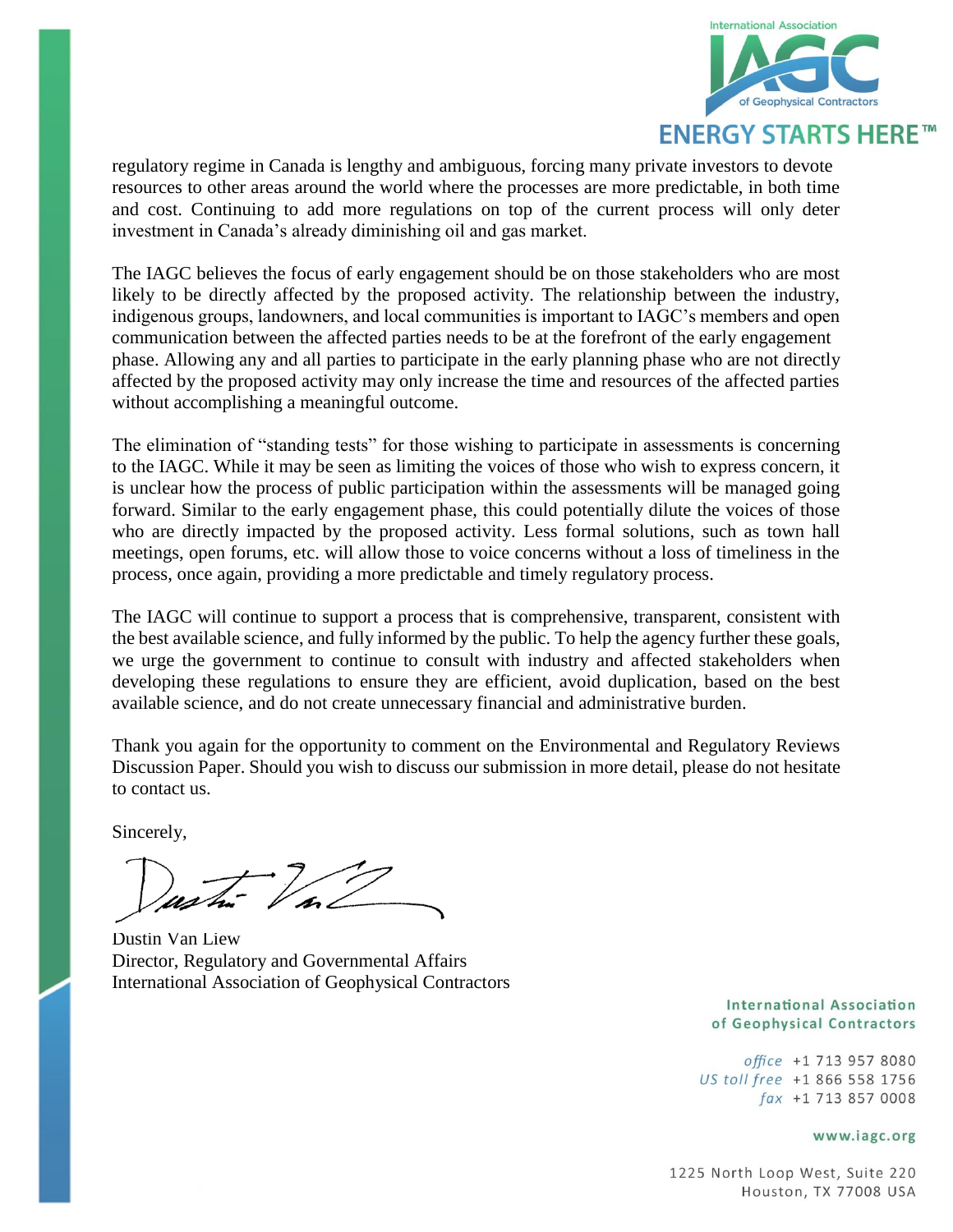regulatory regime in Canada is lengthy and ambiguous, forcing many private investors to devote resources to other areas around the world where the processes are more predictable, in both time and cost. Continuing to add more regulations on top of the current process will only deter investment in Canada's already diminishing oil and gas market.

The IAGC believes the focus of early engagement should be on those stakeholders who are most likely to be directly affected by the proposed activity. The relationship between the industry, indigenous groups, landowners, and local communities is important to IAGC's members and open communication between the affected parties needs to be at the forefront of the early engagement phase. Allowing any and all parties to participate in the early planning phase who are not directly affected by the proposed activity may only increase the time and resources of the affected parties without accomplishing a meaningful outcome.

The elimination of "standing tests" for those wishing to participate in assessments is concerning to the IAGC. While it may be seen as limiting the voices of those who wish to express concern, it is unclear how the process of public participation within the assessments will be managed going forward. Similar to the early engagement phase, this could potentially dilute the voices of those who are directly impacted by the proposed activity. Less formal solutions, such as town hall meetings, open forums, etc. will allow those to voice concerns without a loss of timeliness in the process, once again, providing a more predictable and timely regulatory process.

The IAGC will continue to support a process that is comprehensive, transparent, consistent with the best available science, and fully informed by the public. To help the agency further these goals, we urge the government to continue to consult with industry and affected stakeholders when developing these regulations to ensure they are efficient, avoid duplication, based on the best available science, and do not create unnecessary financial and administrative burden.

Thank you again for the opportunity to comment on the Environmental and Regulatory Reviews Discussion Paper. Should you wish to discuss our submission in more detail, please do not hesitate to contact us.

Sincerely,

Dustin Van Liew
Director, Regulatory and Governmental Affairs
International Association of Geophysical Contractors

International Association
of Geophysical Contractors

*office* +1 713 957 8080
*US toll free* +1 866 558 1756
*fax* +1 713 857 0008

www.iagc.org

1225 North Loop West, Suite 220
Houston, TX 77008 USA